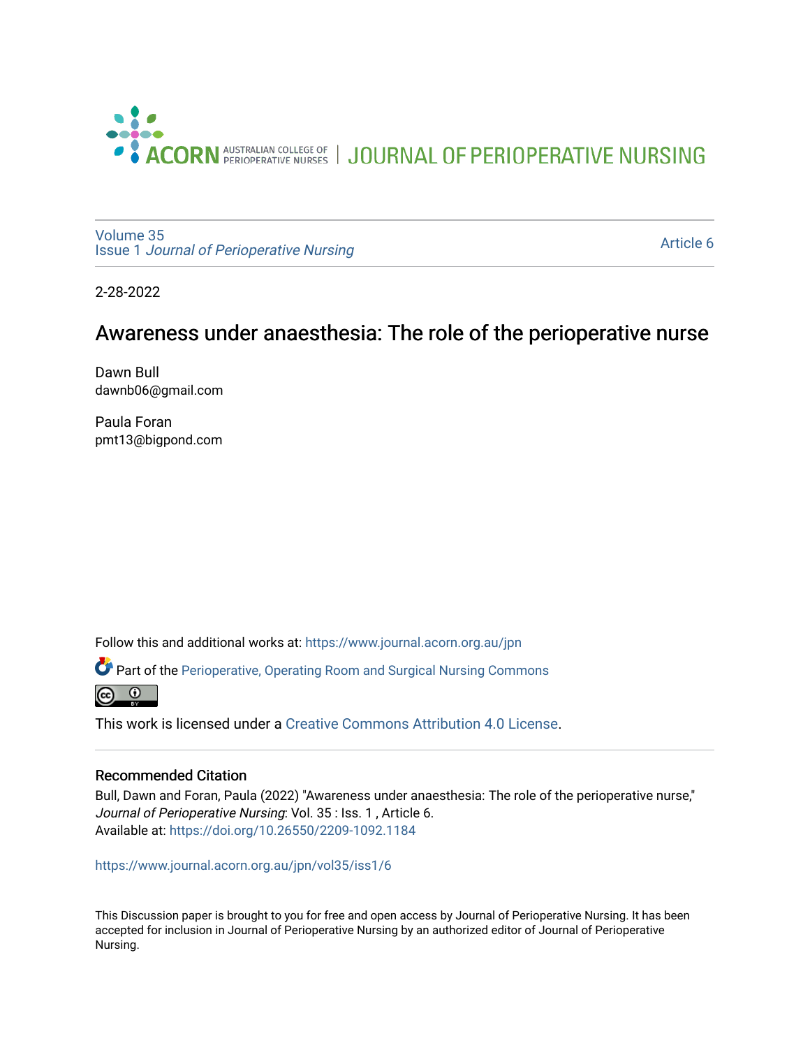ACORN AUSTRALIAN COLLEGE OF PERIOPERATIVE NURSES | JOURNAL OF PERIOPERATIVE NURSING

Volume 35
Issue 1 *Journal of Perioperative Nursing*

Article 6

2-28-2022

# Awareness under anaesthesia: The role of the perioperative nurse

Dawn Bull
dawnb06@gmail.com

Paula Foran
pmt13@bigpond.com

Follow this and additional works at: https://www.journal.acorn.org.au/jpn

Part of the Perioperative, Operating Room and Surgical Nursing Commons

This work is licensed under a Creative Commons Attribution 4.0 License.

## Recommended Citation

Bull, Dawn and Foran, Paula (2022) "Awareness under anaesthesia: The role of the perioperative nurse," *Journal of Perioperative Nursing*: Vol. 35 : Iss. 1 , Article 6.
Available at: https://doi.org/10.26550/2209-1092.1184

https://www.journal.acorn.org.au/jpn/vol35/iss1/6

This Discussion paper is brought to you for free and open access by Journal of Perioperative Nursing. It has been accepted for inclusion in Journal of Perioperative Nursing by an authorized editor of Journal of Perioperative Nursing.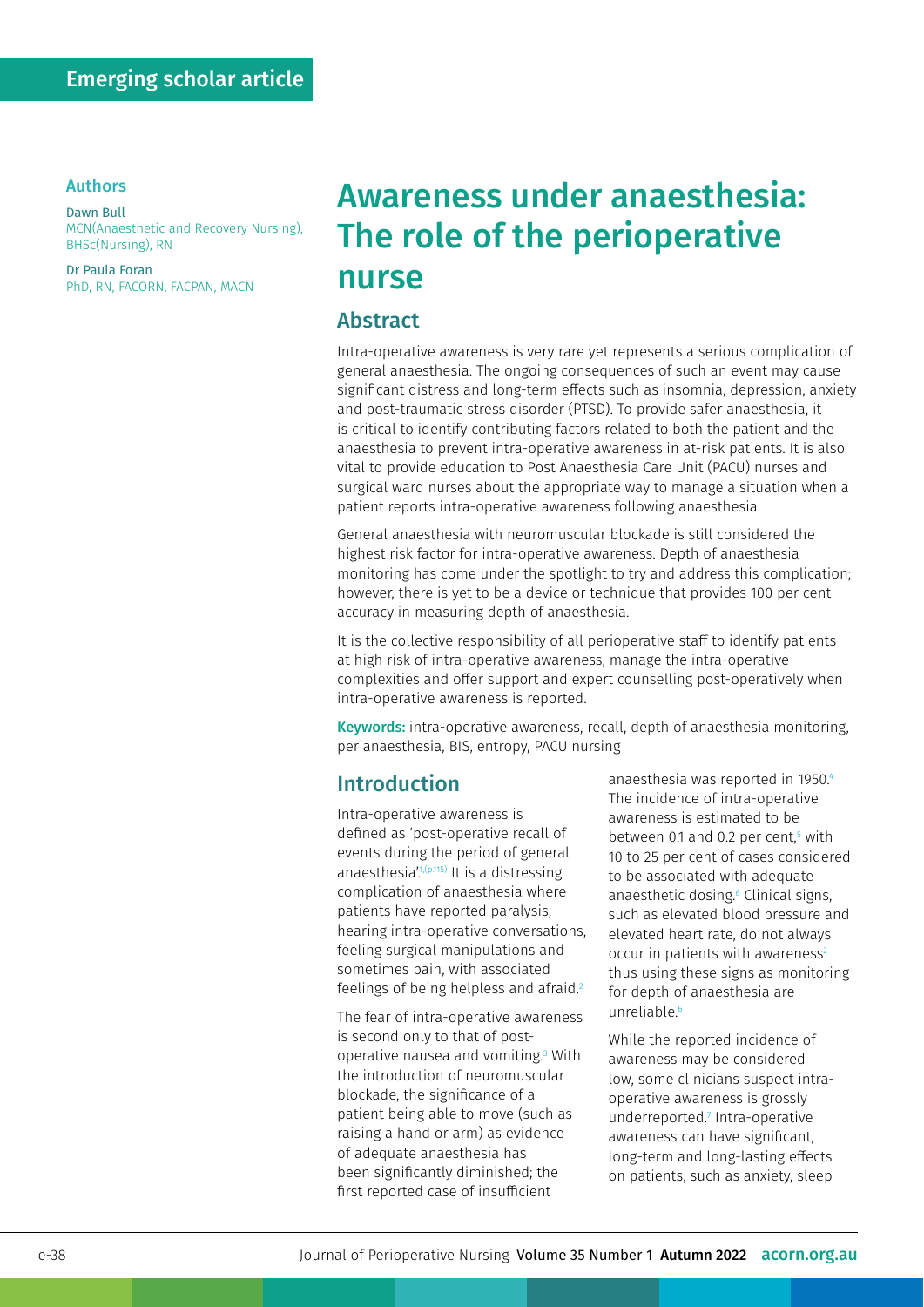Emerging scholar article

## Authors

Dawn Bull
MCN(Anaesthetic and Recovery Nursing), BHSc(Nursing), RN

Dr Paula Foran
PhD, RN, FACORN, FACPAN, MACN

# Awareness under anaesthesia: The role of the perioperative nurse

## Abstract

Intra-operative awareness is very rare yet represents a serious complication of general anaesthesia. The ongoing consequences of such an event may cause significant distress and long-term effects such as insomnia, depression, anxiety and post-traumatic stress disorder (PTSD). To provide safer anaesthesia, it is critical to identify contributing factors related to both the patient and the anaesthesia to prevent intra-operative awareness in at-risk patients. It is also vital to provide education to Post Anaesthesia Care Unit (PACU) nurses and surgical ward nurses about the appropriate way to manage a situation when a patient reports intra-operative awareness following anaesthesia.

General anaesthesia with neuromuscular blockade is still considered the highest risk factor for intra-operative awareness. Depth of anaesthesia monitoring has come under the spotlight to try and address this complication; however, there is yet to be a device or technique that provides 100 per cent accuracy in measuring depth of anaesthesia.

It is the collective responsibility of all perioperative staff to identify patients at high risk of intra-operative awareness, manage the intra-operative complexities and offer support and expert counselling post-operatively when intra-operative awareness is reported.

**Keywords:** intra-operative awareness, recall, depth of anaesthesia monitoring, perianaesthesia, BIS, entropy, PACU nursing

## Introduction

Intra-operative awareness is defined as 'post-operative recall of events during the period of general anaesthesia'.[1(p115)] It is a distressing complication of anaesthesia where patients have reported paralysis, hearing intra-operative conversations, feeling surgical manipulations and sometimes pain, with associated feelings of being helpless and afraid.[2]

The fear of intra-operative awareness is second only to that of post-operative nausea and vomiting.[3] With the introduction of neuromuscular blockade, the significance of a patient being able to move (such as raising a hand or arm) as evidence of adequate anaesthesia has been significantly diminished; the first reported case of insufficient anaesthesia was reported in 1950.[4] The incidence of intra-operative awareness is estimated to be between 0.1 and 0.2 per cent,[5] with 10 to 25 per cent of cases considered to be associated with adequate anaesthetic dosing.[6] Clinical signs, such as elevated blood pressure and elevated heart rate, do not always occur in patients with awareness[2] thus using these signs as monitoring for depth of anaesthesia are unreliable.[6]

While the reported incidence of awareness may be considered low, some clinicians suspect intra-operative awareness is grossly underreported.[7] Intra-operative awareness can have significant, long-term and long-lasting effects on patients, such as anxiety, sleep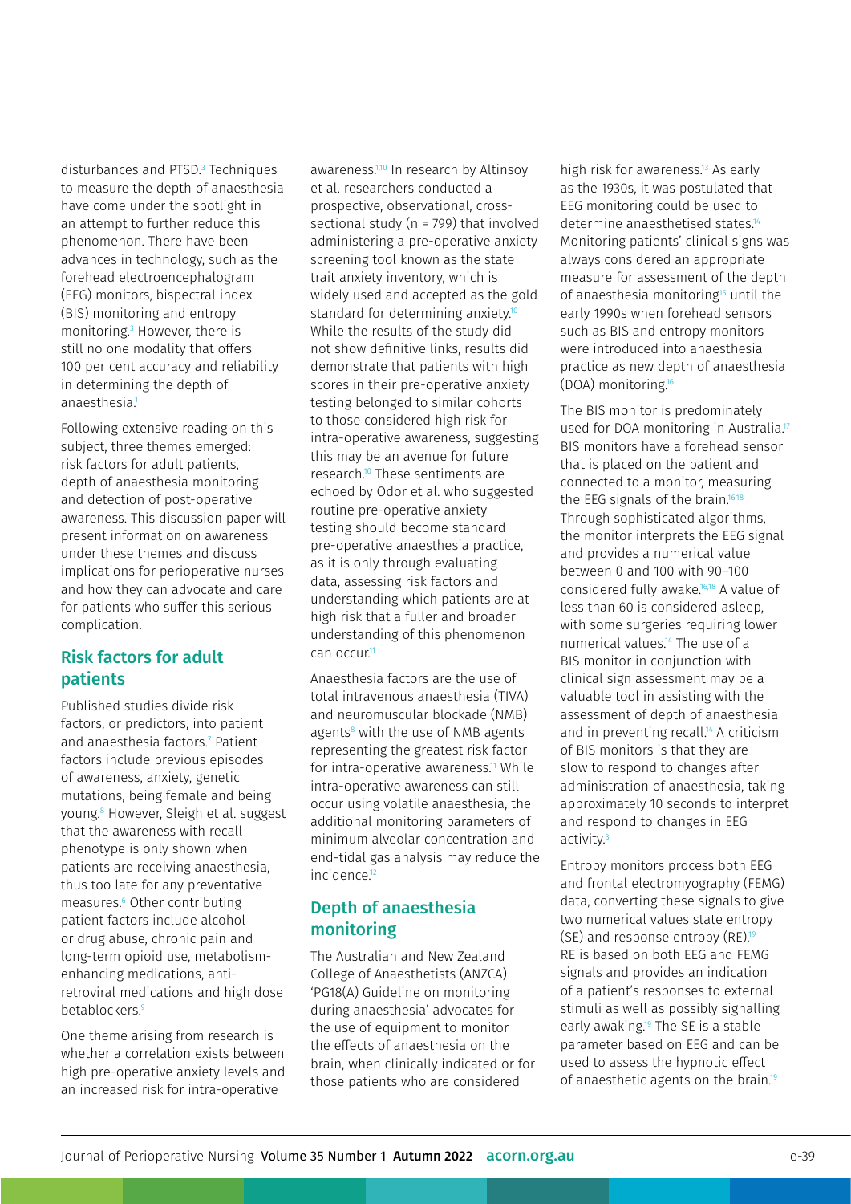disturbances and PTSD.[3] Techniques to measure the depth of anaesthesia have come under the spotlight in an attempt to further reduce this phenomenon. There have been advances in technology, such as the forehead electroencephalogram (EEG) monitors, bispectral index (BIS) monitoring and entropy monitoring.[3] However, there is still no one modality that offers 100 per cent accuracy and reliability in determining the depth of anaesthesia.[1]

Following extensive reading on this subject, three themes emerged: risk factors for adult patients, depth of anaesthesia monitoring and detection of post-operative awareness. This discussion paper will present information on awareness under these themes and discuss implications for perioperative nurses and how they can advocate and care for patients who suffer this serious complication.

## Risk factors for adult patients

Published studies divide risk factors, or predictors, into patient and anaesthesia factors.[7] Patient factors include previous episodes of awareness, anxiety, genetic mutations, being female and being young.[8] However, Sleigh et al. suggest that the awareness with recall phenotype is only shown when patients are receiving anaesthesia, thus too late for any preventative measures.[6] Other contributing patient factors include alcohol or drug abuse, chronic pain and long-term opioid use, metabolism-enhancing medications, anti-retroviral medications and high dose betablockers.[9]

One theme arising from research is whether a correlation exists between high pre-operative anxiety levels and an increased risk for intra-operative awareness.[1,10] In research by Altinsoy et al. researchers conducted a prospective, observational, cross-sectional study (n = 799) that involved administering a pre-operative anxiety screening tool known as the state trait anxiety inventory, which is widely used and accepted as the gold standard for determining anxiety.[10] While the results of the study did not show definitive links, results did demonstrate that patients with high scores in their pre-operative anxiety testing belonged to similar cohorts to those considered high risk for intra-operative awareness, suggesting this may be an avenue for future research.[10] These sentiments are echoed by Odor et al. who suggested routine pre-operative anxiety testing should become standard pre-operative anaesthesia practice, as it is only through evaluating data, assessing risk factors and understanding which patients are at high risk that a fuller and broader understanding of this phenomenon can occur.[11]

Anaesthesia factors are the use of total intravenous anaesthesia (TIVA) and neuromuscular blockade (NMB) agents[8] with the use of NMB agents representing the greatest risk factor for intra-operative awareness.[11] While intra-operative awareness can still occur using volatile anaesthesia, the additional monitoring parameters of minimum alveolar concentration and end-tidal gas analysis may reduce the incidence.[12]

## Depth of anaesthesia monitoring

The Australian and New Zealand College of Anaesthetists (ANZCA) 'PG18(A) Guideline on monitoring during anaesthesia' advocates for the use of equipment to monitor the effects of anaesthesia on the brain, when clinically indicated or for those patients who are considered high risk for awareness.[13] As early as the 1930s, it was postulated that EEG monitoring could be used to determine anaesthetised states.[14] Monitoring patients' clinical signs was always considered an appropriate measure for assessment of the depth of anaesthesia monitoring[15] until the early 1990s when forehead sensors such as BIS and entropy monitors were introduced into anaesthesia practice as new depth of anaesthesia (DOA) monitoring.[16]

The BIS monitor is predominately used for DOA monitoring in Australia.[17] BIS monitors have a forehead sensor that is placed on the patient and connected to a monitor, measuring the EEG signals of the brain.[16,18] Through sophisticated algorithms, the monitor interprets the EEG signal and provides a numerical value between 0 and 100 with 90–100 considered fully awake.[16,18] A value of less than 60 is considered asleep, with some surgeries requiring lower numerical values.[14] The use of a BIS monitor in conjunction with clinical sign assessment may be a valuable tool in assisting with the assessment of depth of anaesthesia and in preventing recall.[14] A criticism of BIS monitors is that they are slow to respond to changes after administration of anaesthesia, taking approximately 10 seconds to interpret and respond to changes in EEG activity.[3]

Entropy monitors process both EEG and frontal electromyography (FEMG) data, converting these signals to give two numerical values state entropy (SE) and response entropy (RE).[19] RE is based on both EEG and FEMG signals and provides an indication of a patient's responses to external stimuli as well as possibly signalling early awaking.[19] The SE is a stable parameter based on EEG and can be used to assess the hypnotic effect of anaesthetic agents on the brain.[19]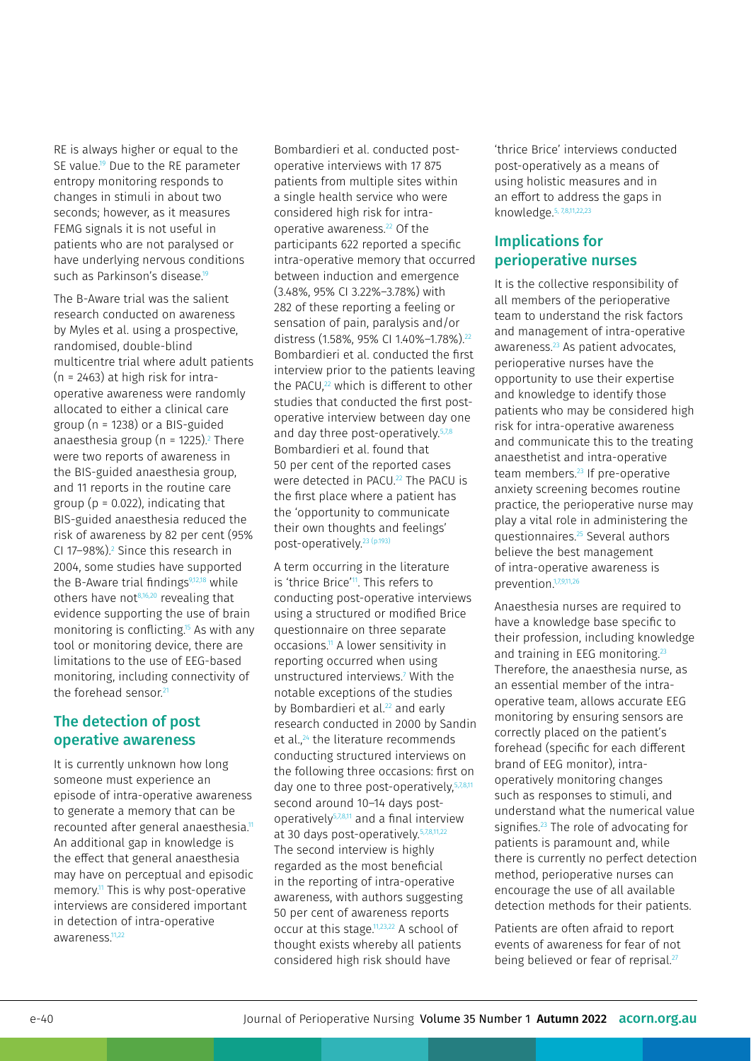RE is always higher or equal to the SE value.[19] Due to the RE parameter entropy monitoring responds to changes in stimuli in about two seconds; however, as it measures FEMG signals it is not useful in patients who are not paralysed or have underlying nervous conditions such as Parkinson's disease.[19]

The B-Aware trial was the salient research conducted on awareness by Myles et al. using a prospective, randomised, double-blind multicentre trial where adult patients (n = 2463) at high risk for intra-operative awareness were randomly allocated to either a clinical care group (n = 1238) or a BIS-guided anaesthesia group (n = 1225).[2] There were two reports of awareness in the BIS-guided anaesthesia group, and 11 reports in the routine care group (p = 0.022), indicating that BIS-guided anaesthesia reduced the risk of awareness by 82 per cent (95% CI 17–98%).[2] Since this research in 2004, some studies have supported the B-Aware trial findings[9,12,18] while others have not[8,16,20] revealing that evidence supporting the use of brain monitoring is conflicting.[15] As with any tool or monitoring device, there are limitations to the use of EEG-based monitoring, including connectivity of the forehead sensor.[21]

## The detection of post operative awareness

It is currently unknown how long someone must experience an episode of intra-operative awareness to generate a memory that can be recounted after general anaesthesia.[11] An additional gap in knowledge is the effect that general anaesthesia may have on perceptual and episodic memory.[11] This is why post-operative interviews are considered important in detection of intra-operative awareness.[11,22]

Bombardieri et al. conducted post-operative interviews with 17 875 patients from multiple sites within a single health service who were considered high risk for intra-operative awareness.[22] Of the participants 622 reported a specific intra-operative memory that occurred between induction and emergence (3.48%, 95% CI 3.22%–3.78%) with 282 of these reporting a feeling or sensation of pain, paralysis and/or distress (1.58%, 95% CI 1.40%–1.78%).[22] Bombardieri et al. conducted the first interview prior to the patients leaving the PACU,[22] which is different to other studies that conducted the first post-operative interview between day one and day three post-operatively.[5,7,8] Bombardieri et al. found that 50 per cent of the reported cases were detected in PACU.[22] The PACU is the first place where a patient has the 'opportunity to communicate their own thoughts and feelings' post-operatively.[23 (p.193)]

A term occurring in the literature is 'thrice Brice'[11]. This refers to conducting post-operative interviews using a structured or modified Brice questionnaire on three separate occasions.[11] A lower sensitivity in reporting occurred when using unstructured interviews.[7] With the notable exceptions of the studies by Bombardieri et al.[22] and early research conducted in 2000 by Sandin et al.,[24] the literature recommends conducting structured interviews on the following three occasions: first on day one to three post-operatively,[5,7,8,11] second around 10–14 days post-operatively[5,7,8,11] and a final interview at 30 days post-operatively.[5,7,8,11,22] The second interview is highly regarded as the most beneficial in the reporting of intra-operative awareness, with authors suggesting 50 per cent of awareness reports occur at this stage.[11,23,22] A school of thought exists whereby all patients considered high risk should have 'thrice Brice' interviews conducted post-operatively as a means of using holistic measures and in an effort to address the gaps in knowledge.[5, 7,8,11,22,23]

## Implications for perioperative nurses

It is the collective responsibility of all members of the perioperative team to understand the risk factors and management of intra-operative awareness.[23] As patient advocates, perioperative nurses have the opportunity to use their expertise and knowledge to identify those patients who may be considered high risk for intra-operative awareness and communicate this to the treating anaesthetist and intra-operative team members.[23] If pre-operative anxiety screening becomes routine practice, the perioperative nurse may play a vital role in administering the questionnaires.[25] Several authors believe the best management of intra-operative awareness is prevention.[1,7,9,11,26]

Anaesthesia nurses are required to have a knowledge base specific to their profession, including knowledge and training in EEG monitoring.[23] Therefore, the anaesthesia nurse, as an essential member of the intra-operative team, allows accurate EEG monitoring by ensuring sensors are correctly placed on the patient's forehead (specific for each different brand of EEG monitor), intra-operatively monitoring changes such as responses to stimuli, and understand what the numerical value signifies.[23] The role of advocating for patients is paramount and, while there is currently no perfect detection method, perioperative nurses can encourage the use of all available detection methods for their patients.

Patients are often afraid to report events of awareness for fear of not being believed or fear of reprisal.[27]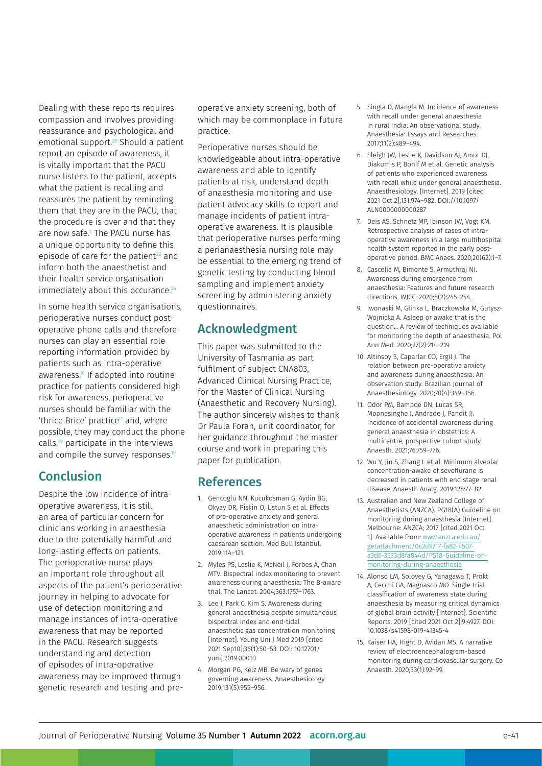Dealing with these reports requires compassion and involves providing reassurance and psychological and emotional support.[28] Should a patient report an episode of awareness, it is vitally important that the PACU nurse listens to the patient, accepts what the patient is recalling and reassures the patient by reminding them that they are in the PACU, that the procedure is over and that they are now safe.[2] The PACU nurse has a unique opportunity to define this episode of care for the patient[28] and inform both the anaesthetist and their health service organisation immediately about this occurance.[26]

In some health service organisations, perioperative nurses conduct post-operative phone calls and therefore nurses can play an essential role reporting information provided by patients such as intra-operative awareness.[19] If adopted into routine practice for patients considered high risk for awareness, perioperative nurses should be familiar with the 'thrice Brice' practice[11] and, where possible, they may conduct the phone calls,[29] participate in the interviews and compile the survey responses.[19]

## Conclusion

Despite the low incidence of intra-operative awareness, it is still an area of particular concern for clinicians working in anaesthesia due to the potentially harmful and long-lasting effects on patients. The perioperative nurse plays an important role throughout all aspects of the patient's perioperative journey in helping to advocate for use of detection monitoring and manage instances of intra-operative awareness that may be reported in the PACU. Research suggests understanding and detection of episodes of intra-operative awareness may be improved through genetic research and testing and pre-operative anxiety screening, both of which may be commonplace in future practice.

Perioperative nurses should be knowledgeable about intra-operative awareness and able to identify patients at risk, understand depth of anaesthesia monitoring and use patient advocacy skills to report and manage incidents of patient intra-operative awareness. It is plausible that perioperative nurses performing a perianaesthesia nursing role may be essential to the emerging trend of genetic testing by conducting blood sampling and implement anxiety screening by administering anxiety questionnaires.

## Acknowledgment

This paper was submitted to the University of Tasmania as part fulfilment of subject CNA803, Advanced Clinical Nursing Practice, for the Master of Clinical Nursing (Anaesthetic and Recovery Nursing). The author sincerely wishes to thank Dr Paula Foran, unit coordinator, for her guidance throughout the master course and work in preparing this paper for publication.

## References

1. Gencoglu NN, Kucukosman G, Aydin BG, Okyay DR, Piskin O, Ustun S et al. Effects of pre-operative anxiety and general anaesthetic administration on intra-operative awareness in patients undergoing caesarean section. Med Bull Istanbul. 2019:114–121.
2. Myles PS, Leslie K, McNeil J, Forbes A, Chan MTV. Bispectral index monitoring to prevent awareness during anaesthesia: The B-aware trial. The Lancet. 2004;363:1757–1763.
3. Lee J, Park C, Kim S. Awareness during general anaesthesia despite simultaneous bispectral index and end-tidal anaesthetic gas concentration monitoring [Internet]. Yeung Uni J Med 2019 [cited 2021 Sep10];36(1):50–53. DOI: 10.12701/yumj.2019.00010
4. Morgan PG, Kelz MB. Be wary of genes governing awareness. Anaesthesiology 2019;131(5):955–956.
5. Singla D, Mangla M. Incidence of awareness with recall under general anaesthesia in rural India: An observational study. Anaesthesia: Essays and Researches. 2017;11(2):489–494.
6. Sleigh JW, Leslie K, Davidson AJ, Amor DJ, Diakumis P, Bonif M et al. Genetic analysis of patients who experienced awareness with recall while under general anaesthesia. Anaesthesiology. [Internet]. 2019 [cited 2021 Oct 2];131:974–982. DOI://10.1097/ALN0000000000000287
7. Deis AS, Schnetz MP, Ibinson JW, Vogt KM. Retrospective analysis of cases of intra-operative awareness in a large multihospital health system reported in the early post-operative period. BMC Anaes. 2020;20(62):1–7.
8. Cascella M, Bimonte S, Armuthraj NJ. Awareness during emergence from anaesthesia: Features and future research directions. WJCC. 2020;8(2):245–254.
9. Iwonaski M, Glinka L, Braczkowska M, Gutysz-Wojnicka A. Asleep or awake that is the question… A review of techniques available for monitoring the depth of anaesthesia. Pol Ann Med. 2020;27(2):214–219.
10. Altinsoy S, Caparlar CO, Ergil J. The relation between pre-operative anxiety and awareness during anaesthesia: An observation study. Brazilian Journal of Anaesthesiology. 2020;70(4):349–356.
11. Odor PM, Bampoe DN, Lucas SR, Moonesinghe J, Andrade J, Pandit JJ. Incidence of accidental awareness during general anaesthesia in obstetrics: A multicentre, prospective cohort study. Anaesth. 2021;76:759–776.
12. Wu Y, Jin S, Zhang L et al. Minimum alveolar concentration-awake of sevoflurane is decreased in patients with end stage renal disease. Anaesth Analg. 2019;128:77–82.
13. Australian and New Zealand College of Anaesthetists (ANZCA). PG18(A) Guideline on monitoring during anaesthesia [Internet]. Melbourne: ANZCA; 2017 [cited 2021 Oct 1]. Available from: www.anzca.edu.au/getattachment/0c2d9717-fa82-4507-a3d6-3533d8fa844d/PS18-Guideline-on-monitoring-during-anaesthesia
14. Alonso LM, Solovey G, Yanagawa T, Prokt A, Cecchi GA, Magnasco MO. Single trial classification of awareness state during anaesthesia by measuring critical dynamics of global brain activity [Internet]. Scientific Reports. 2019 [cited 2021 Oct 2];9:4927. DOI: 10.1038/s41598-019-41345-4
15. Kaiser HA, Hight D, Avidan MS. A narrative review of electroencephalogram-based monitoring during cardiovascular surgery. Co Anaesth. 2020;33(1):92–99.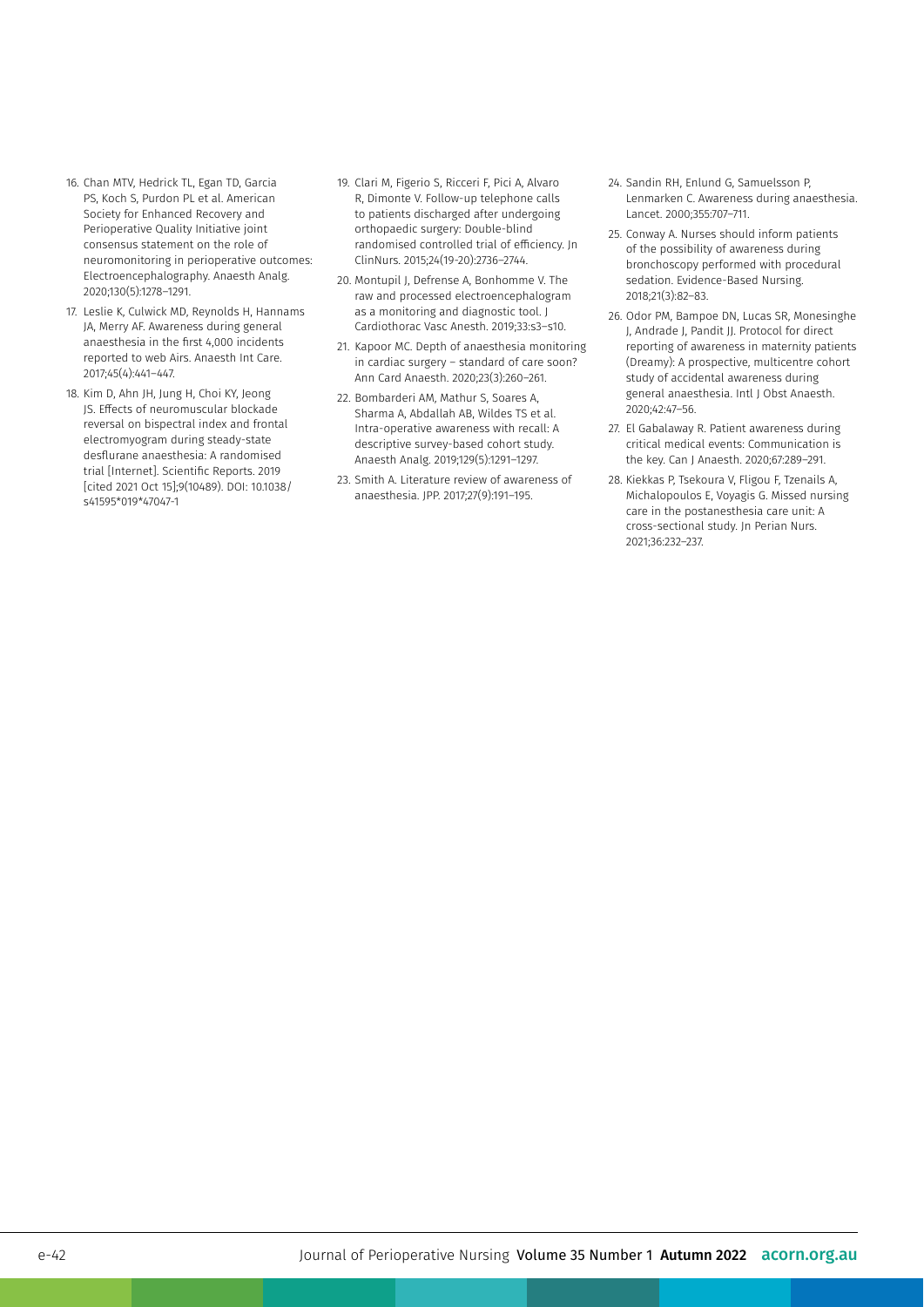16. Chan MTV, Hedrick TL, Egan TD, Garcia PS, Koch S, Purdon PL et al. American Society for Enhanced Recovery and Perioperative Quality Initiative joint consensus statement on the role of neuromonitoring in perioperative outcomes: Electroencephalography. Anaesth Analg. 2020;130(5):1278–1291.
17. Leslie K, Culwick MD, Reynolds H, Hannams JA, Merry AF. Awareness during general anaesthesia in the first 4,000 incidents reported to web Airs. Anaesth Int Care. 2017;45(4):441–447.
18. Kim D, Ahn JH, Jung H, Choi KY, Jeong JS. Effects of neuromuscular blockade reversal on bispectral index and frontal electromyogram during steady-state desflurane anaesthesia: A randomised trial [Internet]. Scientific Reports. 2019 [cited 2021 Oct 15];9(10489). DOI: 10.1038/s41595*019*47047-1
19. Clari M, Figerio S, Ricceri F, Pici A, Alvaro R, Dimonte V. Follow-up telephone calls to patients discharged after undergoing orthopaedic surgery: Double-blind randomised controlled trial of efficiency. Jn ClinNurs. 2015;24(19-20):2736–2744.
20. Montupil J, Defrense A, Bonhomme V. The raw and processed electroencephalogram as a monitoring and diagnostic tool. J Cardiothorac Vasc Anesth. 2019;33:s3–s10.
21. Kapoor MC. Depth of anaesthesia monitoring in cardiac surgery – standard of care soon? Ann Card Anaesth. 2020;23(3):260–261.
22. Bombarderi AM, Mathur S, Soares A, Sharma A, Abdallah AB, Wildes TS et al. Intra-operative awareness with recall: A descriptive survey-based cohort study. Anaesth Analg. 2019;129(5):1291–1297.
23. Smith A. Literature review of awareness of anaesthesia. JPP. 2017;27(9):191–195.
24. Sandin RH, Enlund G, Samuelsson P, Lenmarken C. Awareness during anaesthesia. Lancet. 2000;355:707–711.
25. Conway A. Nurses should inform patients of the possibility of awareness during bronchoscopy performed with procedural sedation. Evidence-Based Nursing. 2018;21(3):82–83.
26. Odor PM, Bampoe DN, Lucas SR, Monesinghe J, Andrade J, Pandit JJ. Protocol for direct reporting of awareness in maternity patients (Dreamy): A prospective, multicentre cohort study of accidental awareness during general anaesthesia. Intl J Obst Anaesth. 2020;42:47–56.
27. El Gabalaway R. Patient awareness during critical medical events: Communication is the key. Can J Anaesth. 2020;67:289–291.
28. Kiekkas P, Tsekoura V, Fligou F, Tzenails A, Michalopoulos E, Voyagis G. Missed nursing care in the postanesthesia care unit: A cross-sectional study. Jn Perian Nurs. 2021;36:232–237.